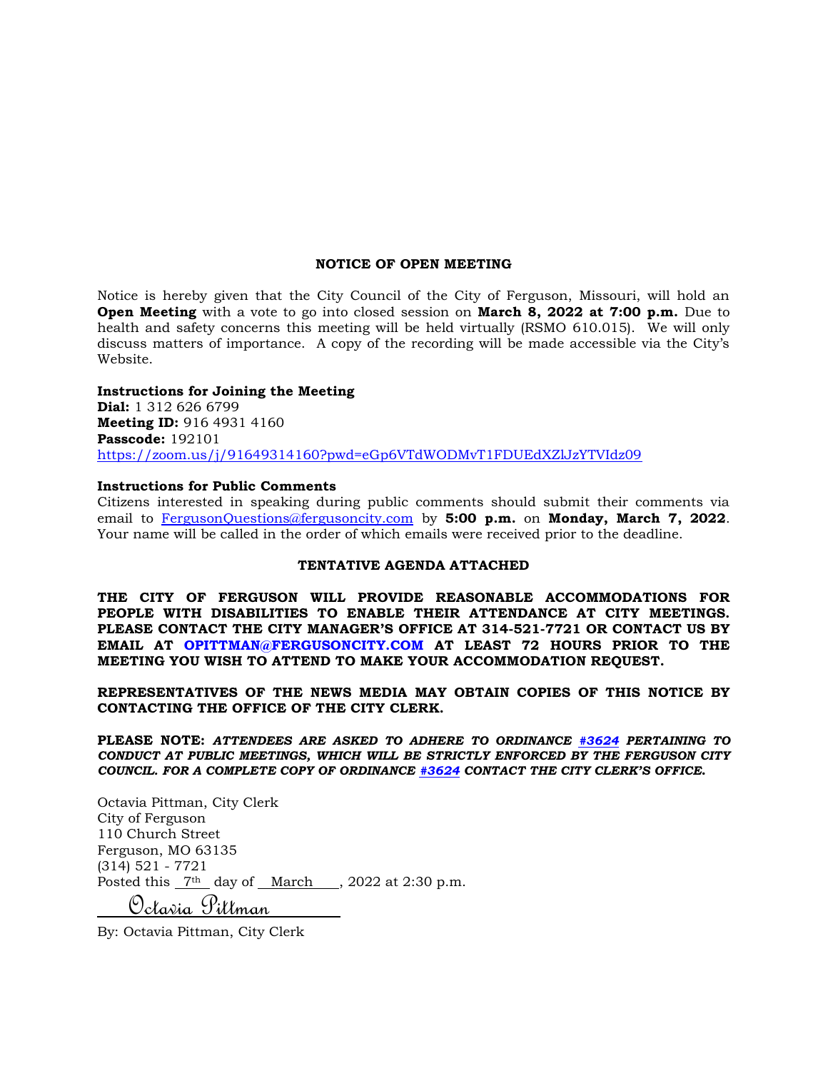## NOTICE OF OPEN MEETING

Notice is hereby given that the City Council of the City of Ferguson, Missouri, will hold an **Open Meeting** with a vote to go into closed session on **March 8, 2022 at 7:00 p.m.** Due to health and safety concerns this meeting will be held virtually (RSMO 610.015). We will only discuss matters of importance. A copy of the recording will be made accessible via the City's Website.

**Instructions for Joining the Meeting**
**Dial:** 1 312 626 6799
**Meeting ID:** 916 4931 4160
**Passcode:** 192101
https://zoom.us/j/91649314160?pwd=eGp6VTdWODMvT1FDUEdXZlJzYTVIdz09

**Instructions for Public Comments**
Citizens interested in speaking during public comments should submit their comments via email to FergusonQuestions@fergusoncity.com by **5:00 p.m.** on **Monday, March 7, 2022**. Your name will be called in the order of which emails were received prior to the deadline.

**TENTATIVE AGENDA ATTACHED**

**THE CITY OF FERGUSON WILL PROVIDE REASONABLE ACCOMMODATIONS FOR PEOPLE WITH DISABILITIES TO ENABLE THEIR ATTENDANCE AT CITY MEETINGS. PLEASE CONTACT THE CITY MANAGER'S OFFICE AT 314-521-7721 OR CONTACT US BY EMAIL AT OPITTMAN@FERGUSONCITY.COM AT LEAST 72 HOURS PRIOR TO THE MEETING YOU WISH TO ATTEND TO MAKE YOUR ACCOMMODATION REQUEST.**

**REPRESENTATIVES OF THE NEWS MEDIA MAY OBTAIN COPIES OF THIS NOTICE BY CONTACTING THE OFFICE OF THE CITY CLERK.**

**PLEASE NOTE:** ***ATTENDEES ARE ASKED TO ADHERE TO ORDINANCE #3624 PERTAINING TO CONDUCT AT PUBLIC MEETINGS, WHICH WILL BE STRICTLY ENFORCED BY THE FERGUSON CITY COUNCIL. FOR A COMPLETE COPY OF ORDINANCE #3624 CONTACT THE CITY CLERK'S OFFICE.***

Octavia Pittman, City Clerk
City of Ferguson
110 Church Street
Ferguson, MO 63135
(314) 521 - 7721
Posted this 7th day of March, 2022 at 2:30 p.m.

Octavia Pittman

By: Octavia Pittman, City Clerk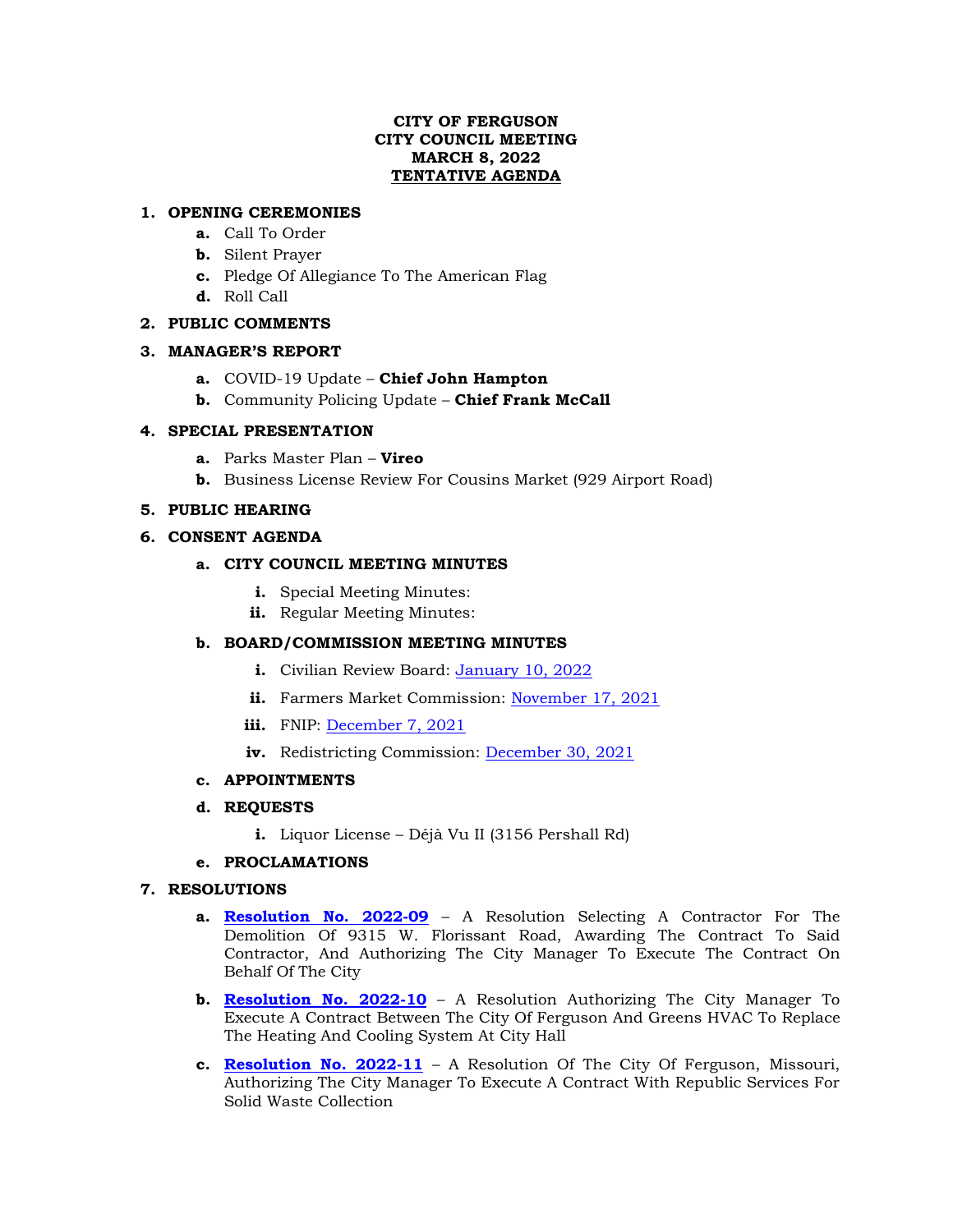**CITY OF FERGUSON**
**CITY COUNCIL MEETING**
**MARCH 8, 2022**
**TENTATIVE AGENDA**

1. **OPENING CEREMONIES**
   a. Call To Order
   b. Silent Prayer
   c. Pledge Of Allegiance To The American Flag
   d. Roll Call

2. **PUBLIC COMMENTS**

3. **MANAGER'S REPORT**
   a. COVID-19 Update – **Chief John Hampton**
   b. Community Policing Update – **Chief Frank McCall**

4. **SPECIAL PRESENTATION**
   a. Parks Master Plan – **Vireo**
   b. Business License Review For Cousins Market (929 Airport Road)

5. **PUBLIC HEARING**

6. **CONSENT AGENDA**
   a. **CITY COUNCIL MEETING MINUTES**
      i. Special Meeting Minutes:
      ii. Regular Meeting Minutes:
   b. **BOARD/COMMISSION MEETING MINUTES**
      i. Civilian Review Board: January 10, 2022
      ii. Farmers Market Commission: November 17, 2021
      iii. FNIP: December 7, 2021
      iv. Redistricting Commission: December 30, 2021
   c. **APPOINTMENTS**
   d. **REQUESTS**
      i. Liquor License – Déjà Vu II (3156 Pershall Rd)
   e. **PROCLAMATIONS**

7. **RESOLUTIONS**
   a. **Resolution No. 2022-09** – A Resolution Selecting A Contractor For The Demolition Of 9315 W. Florissant Road, Awarding The Contract To Said Contractor, And Authorizing The City Manager To Execute The Contract On Behalf Of The City
   b. **Resolution No. 2022-10** – A Resolution Authorizing The City Manager To Execute A Contract Between The City Of Ferguson And Greens HVAC To Replace The Heating And Cooling System At City Hall
   c. **Resolution No. 2022-11** – A Resolution Of The City Of Ferguson, Missouri, Authorizing The City Manager To Execute A Contract With Republic Services For Solid Waste Collection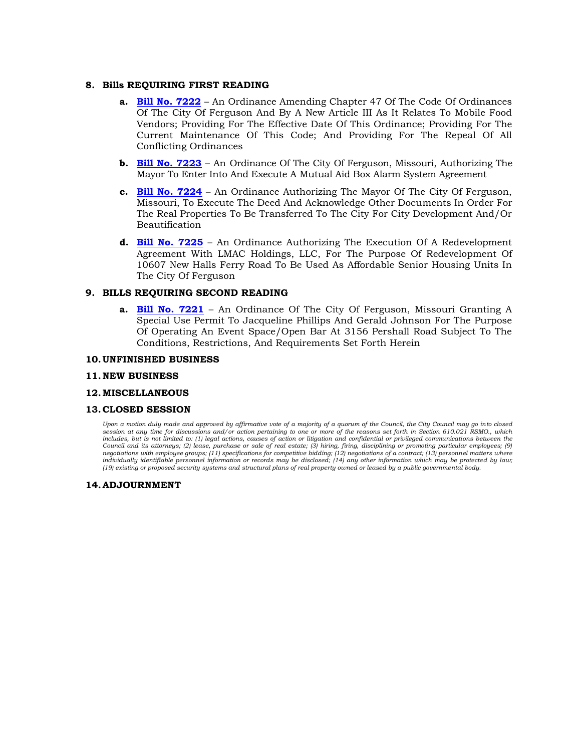## 8. Bills REQUIRING FIRST READING

- **a.** **Bill No. 7222** – An Ordinance Amending Chapter 47 Of The Code Of Ordinances Of The City Of Ferguson And By A New Article III As It Relates To Mobile Food Vendors; Providing For The Effective Date Of This Ordinance; Providing For The Current Maintenance Of This Code; And Providing For The Repeal Of All Conflicting Ordinances
- **b.** **Bill No. 7223** – An Ordinance Of The City Of Ferguson, Missouri, Authorizing The Mayor To Enter Into And Execute A Mutual Aid Box Alarm System Agreement
- **c.** **Bill No. 7224** – An Ordinance Authorizing The Mayor Of The City Of Ferguson, Missouri, To Execute The Deed And Acknowledge Other Documents In Order For The Real Properties To Be Transferred To The City For City Development And/Or Beautification
- **d.** **Bill No. 7225** – An Ordinance Authorizing The Execution Of A Redevelopment Agreement With LMAC Holdings, LLC, For The Purpose Of Redevelopment Of 10607 New Halls Ferry Road To Be Used As Affordable Senior Housing Units In The City Of Ferguson

## 9. BILLS REQUIRING SECOND READING

- **a.** **Bill No. 7221** – An Ordinance Of The City Of Ferguson, Missouri Granting A Special Use Permit To Jacqueline Phillips And Gerald Johnson For The Purpose Of Operating An Event Space/Open Bar At 3156 Pershall Road Subject To The Conditions, Restrictions, And Requirements Set Forth Herein

## 10. UNFINISHED BUSINESS

## 11. NEW BUSINESS

## 12. MISCELLANEOUS

## 13. CLOSED SESSION

*Upon a motion duly made and approved by affirmative vote of a majority of a quorum of the Council, the City Council may go into closed session at any time for discussions and/or action pertaining to one or more of the reasons set forth in Section 610.021 RSMO., which includes, but is not limited to: (1) legal actions, causes of action or litigation and confidential or privileged communications between the Council and its attorneys; (2) lease, purchase or sale of real estate; (3) hiring, firing, disciplining or promoting particular employees; (9) negotiations with employee groups; (11) specifications for competitive bidding; (12) negotiations of a contract; (13) personnel matters where individually identifiable personnel information or records may be disclosed; (14) any other information which may be protected by law; (19) existing or proposed security systems and structural plans of real property owned or leased by a public governmental body.*

## 14. ADJOURNMENT